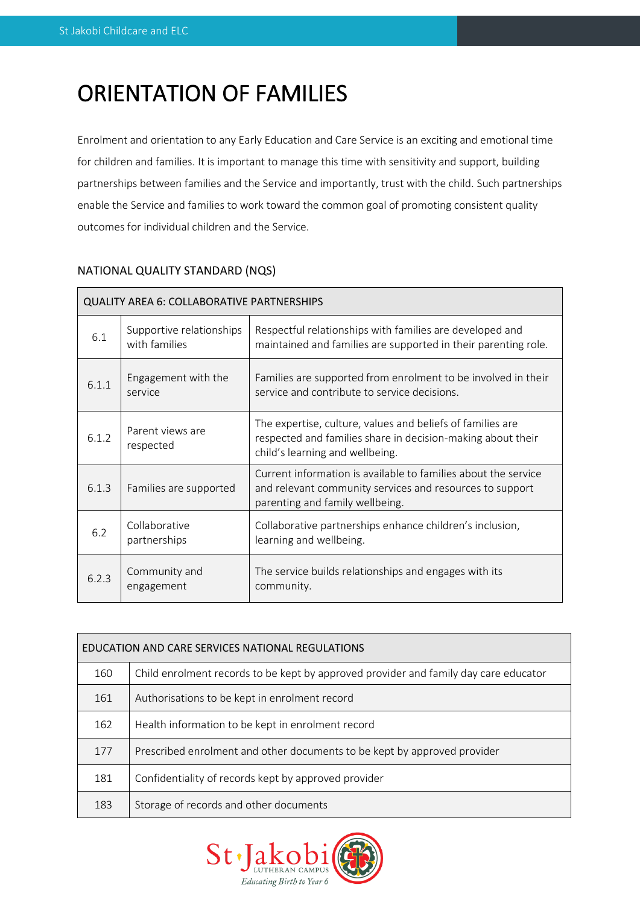# ORIENTATION OF FAMILIES

Enrolment and orientation to any Early Education and Care Service is an exciting and emotional time for children and families. It is important to manage this time with sensitivity and support, building partnerships between families and the Service and importantly, trust with the child. Such partnerships enable the Service and families to work toward the common goal of promoting consistent quality outcomes for individual children and the Service.

## NATIONAL QUALITY STANDARD (NQS)

| QUALITY AREA 6: COLLABORATIVE PARTNERSHIPS | | |
|---|---|---|
| 6.1 | Supportive relationships with families | Respectful relationships with families are developed and maintained and families are supported in their parenting role. |
| 6.1.1 | Engagement with the service | Families are supported from enrolment to be involved in their service and contribute to service decisions. |
| 6.1.2 | Parent views are respected | The expertise, culture, values and beliefs of families are respected and families share in decision-making about their child's learning and wellbeing. |
| 6.1.3 | Families are supported | Current information is available to families about the service and relevant community services and resources to support parenting and family wellbeing. |
| 6.2 | Collaborative partnerships | Collaborative partnerships enhance children's inclusion, learning and wellbeing. |
| 6.2.3 | Community and engagement | The service builds relationships and engages with its community. |

| EDUCATION AND CARE SERVICES NATIONAL REGULATIONS | |
|---|---|
| 160 | Child enrolment records to be kept by approved provider and family day care educator |
| 161 | Authorisations to be kept in enrolment record |
| 162 | Health information to be kept in enrolment record |
| 177 | Prescribed enrolment and other documents to be kept by approved provider |
| 181 | Confidentiality of records kept by approved provider |
| 183 | Storage of records and other documents |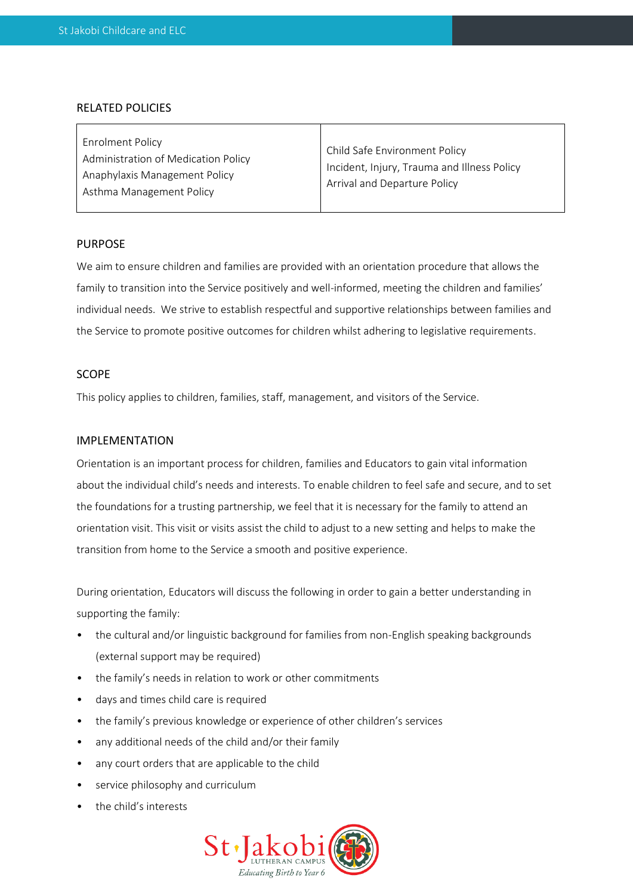## RELATED POLICIES

| Enrolment Policy<br>Administration of Medication Policy<br>Anaphylaxis Management Policy<br>Asthma Management Policy | Child Safe Environment Policy<br>Incident, Injury, Trauma and Illness Policy<br>Arrival and Departure Policy |
|---|---|

## PURPOSE

We aim to ensure children and families are provided with an orientation procedure that allows the family to transition into the Service positively and well-informed, meeting the children and families' individual needs. We strive to establish respectful and supportive relationships between families and the Service to promote positive outcomes for children whilst adhering to legislative requirements.

## SCOPE

This policy applies to children, families, staff, management, and visitors of the Service.

## IMPLEMENTATION

Orientation is an important process for children, families and Educators to gain vital information about the individual child's needs and interests. To enable children to feel safe and secure, and to set the foundations for a trusting partnership, we feel that it is necessary for the family to attend an orientation visit. This visit or visits assist the child to adjust to a new setting and helps to make the transition from home to the Service a smooth and positive experience.

During orientation, Educators will discuss the following in order to gain a better understanding in supporting the family:

- the cultural and/or linguistic background for families from non-English speaking backgrounds (external support may be required)
- the family's needs in relation to work or other commitments
- days and times child care is required
- the family's previous knowledge or experience of other children's services
- any additional needs of the child and/or their family
- any court orders that are applicable to the child
- service philosophy and curriculum
- the child's interests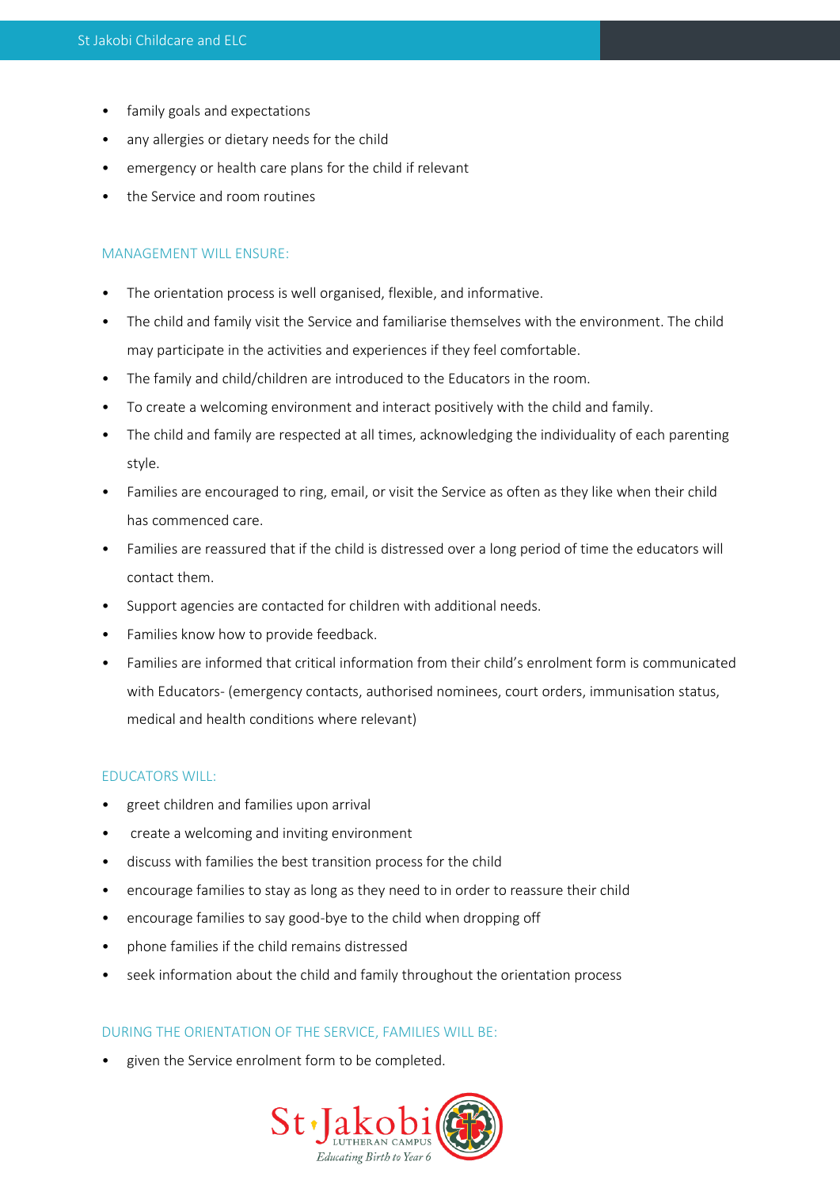- family goals and expectations
- any allergies or dietary needs for the child
- emergency or health care plans for the child if relevant
- the Service and room routines

### MANAGEMENT WILL ENSURE:

- The orientation process is well organised, flexible, and informative.
- The child and family visit the Service and familiarise themselves with the environment. The child may participate in the activities and experiences if they feel comfortable.
- The family and child/children are introduced to the Educators in the room.
- To create a welcoming environment and interact positively with the child and family.
- The child and family are respected at all times, acknowledging the individuality of each parenting style.
- Families are encouraged to ring, email, or visit the Service as often as they like when their child has commenced care.
- Families are reassured that if the child is distressed over a long period of time the educators will contact them.
- Support agencies are contacted for children with additional needs.
- Families know how to provide feedback.
- Families are informed that critical information from their child's enrolment form is communicated with Educators- (emergency contacts, authorised nominees, court orders, immunisation status, medical and health conditions where relevant)

### EDUCATORS WILL:

- greet children and families upon arrival
- create a welcoming and inviting environment
- discuss with families the best transition process for the child
- encourage families to stay as long as they need to in order to reassure their child
- encourage families to say good-bye to the child when dropping off
- phone families if the child remains distressed
- seek information about the child and family throughout the orientation process

### DURING THE ORIENTATION OF THE SERVICE, FAMILIES WILL BE:

- given the Service enrolment form to be completed.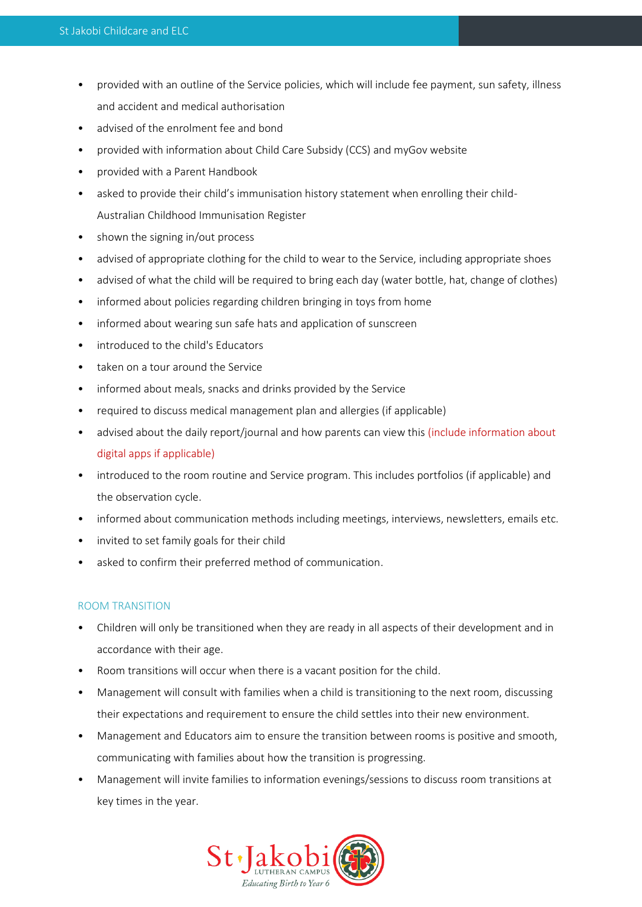- provided with an outline of the Service policies, which will include fee payment, sun safety, illness and accident and medical authorisation
- advised of the enrolment fee and bond
- provided with information about Child Care Subsidy (CCS) and myGov website
- provided with a Parent Handbook
- asked to provide their child's immunisation history statement when enrolling their child- Australian Childhood Immunisation Register
- shown the signing in/out process
- advised of appropriate clothing for the child to wear to the Service, including appropriate shoes
- advised of what the child will be required to bring each day (water bottle, hat, change of clothes)
- informed about policies regarding children bringing in toys from home
- informed about wearing sun safe hats and application of sunscreen
- introduced to the child's Educators
- taken on a tour around the Service
- informed about meals, snacks and drinks provided by the Service
- required to discuss medical management plan and allergies (if applicable)
- advised about the daily report/journal and how parents can view this (include information about digital apps if applicable)
- introduced to the room routine and Service program. This includes portfolios (if applicable) and the observation cycle.
- informed about communication methods including meetings, interviews, newsletters, emails etc.
- invited to set family goals for their child
- asked to confirm their preferred method of communication.

### ROOM TRANSITION

- Children will only be transitioned when they are ready in all aspects of their development and in accordance with their age.
- Room transitions will occur when there is a vacant position for the child.
- Management will consult with families when a child is transitioning to the next room, discussing their expectations and requirement to ensure the child settles into their new environment.
- Management and Educators aim to ensure the transition between rooms is positive and smooth, communicating with families about how the transition is progressing.
- Management will invite families to information evenings/sessions to discuss room transitions at key times in the year.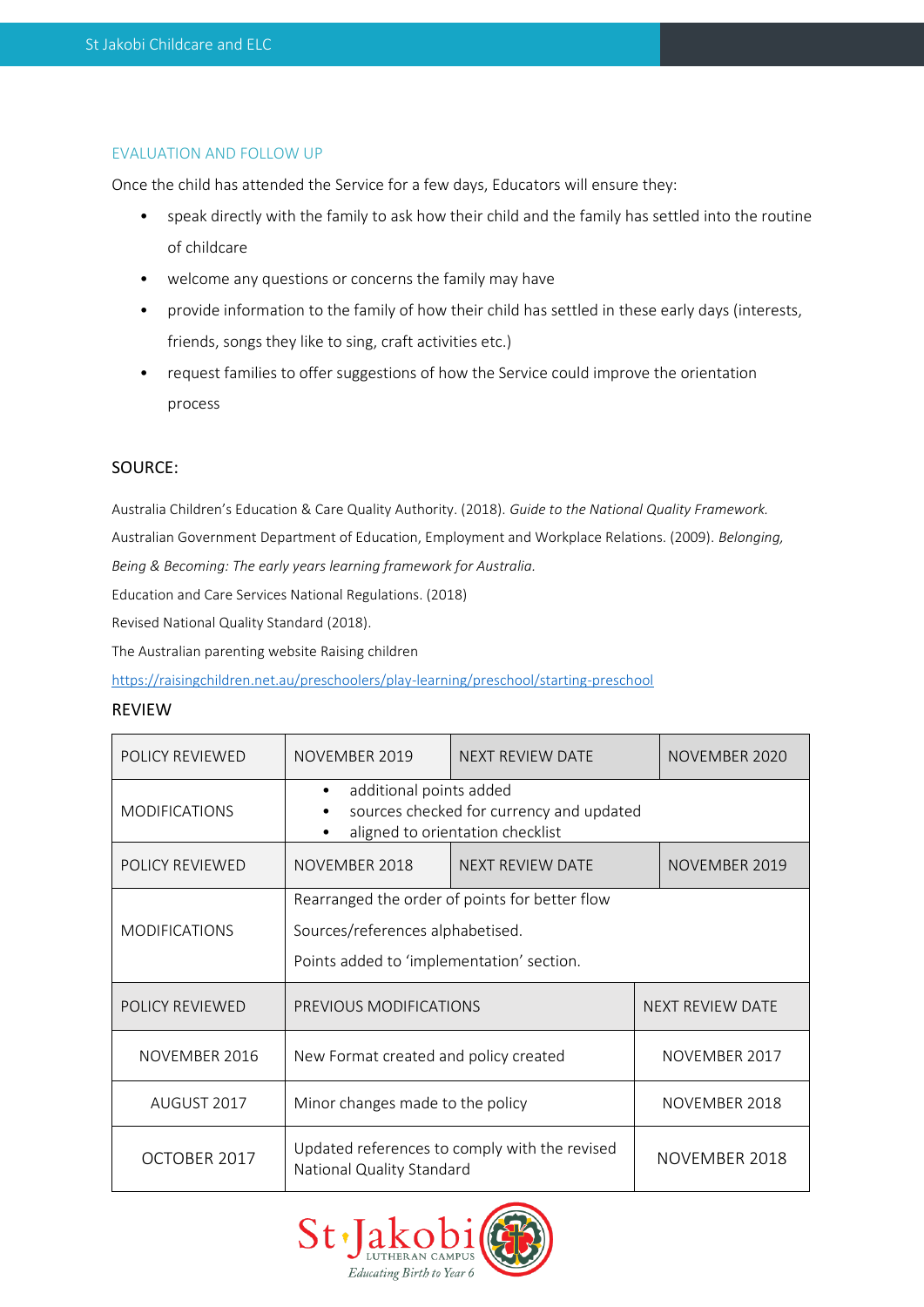## EVALUATION AND FOLLOW UP

Once the child has attended the Service for a few days, Educators will ensure they:

- speak directly with the family to ask how their child and the family has settled into the routine of childcare
- welcome any questions or concerns the family may have
- provide information to the family of how their child has settled in these early days (interests, friends, songs they like to sing, craft activities etc.)
- request families to offer suggestions of how the Service could improve the orientation process

## SOURCE:

Australia Children's Education & Care Quality Authority. (2018). *Guide to the National Quality Framework.*

Australian Government Department of Education, Employment and Workplace Relations. (2009). *Belonging, Being & Becoming: The early years learning framework for Australia.*

Education and Care Services National Regulations. (2018)

Revised National Quality Standard (2018).

The Australian parenting website Raising children

https://raisingchildren.net.au/preschoolers/play-learning/preschool/starting-preschool

## REVIEW

| POLICY REVIEWED | NOVEMBER 2019 | NEXT REVIEW DATE | NOVEMBER 2020 |
|---|---|---|---|
| MODIFICATIONS | • additional points added<br>• sources checked for currency and updated<br>• aligned to orientation checklist | | |
| POLICY REVIEWED | NOVEMBER 2018 | NEXT REVIEW DATE | NOVEMBER 2019 |
| MODIFICATIONS | Rearranged the order of points for better flow<br>Sources/references alphabetised.<br>Points added to 'implementation' section. | | |

| POLICY REVIEWED | PREVIOUS MODIFICATIONS | NEXT REVIEW DATE |
|---|---|---|
| NOVEMBER 2016 | New Format created and policy created | NOVEMBER 2017 |
| AUGUST 2017 | Minor changes made to the policy | NOVEMBER 2018 |
| OCTOBER 2017 | Updated references to comply with the revised National Quality Standard | NOVEMBER 2018 |